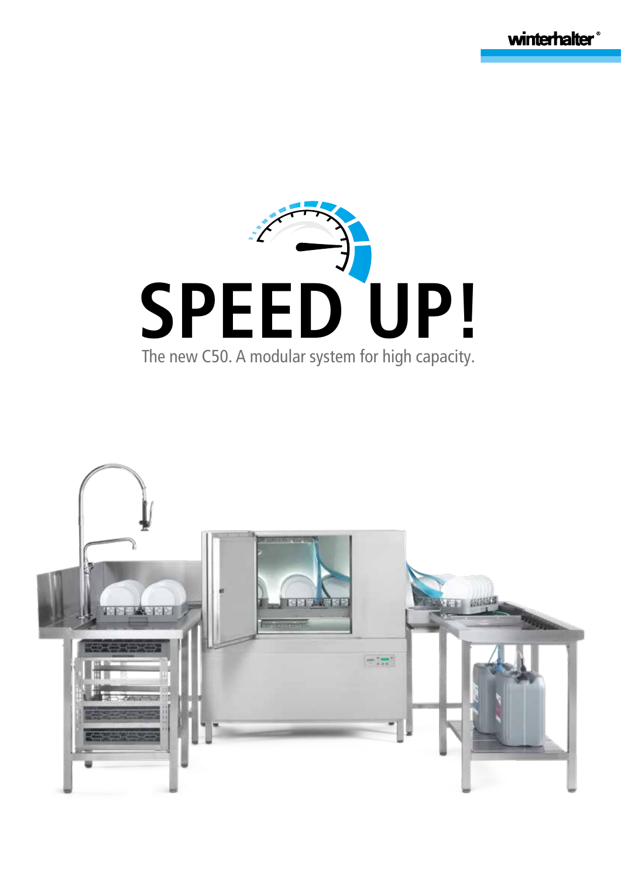winterhalter®

# SPEED UP!

The new C50. A modular system for high capacity.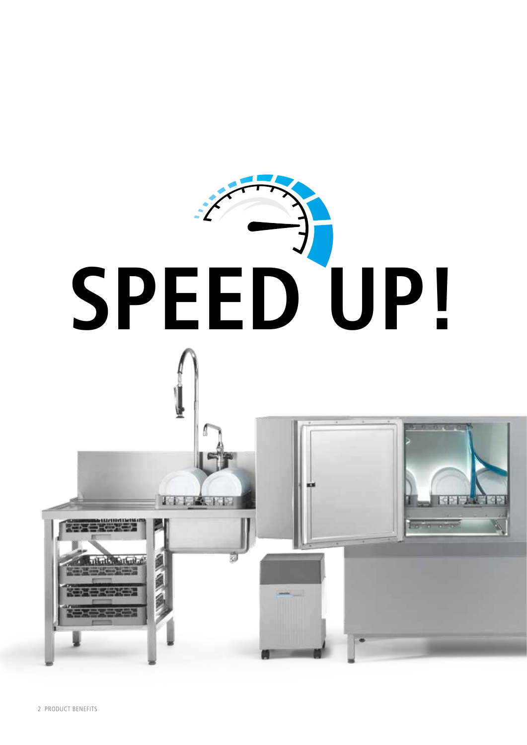# SPEED UP!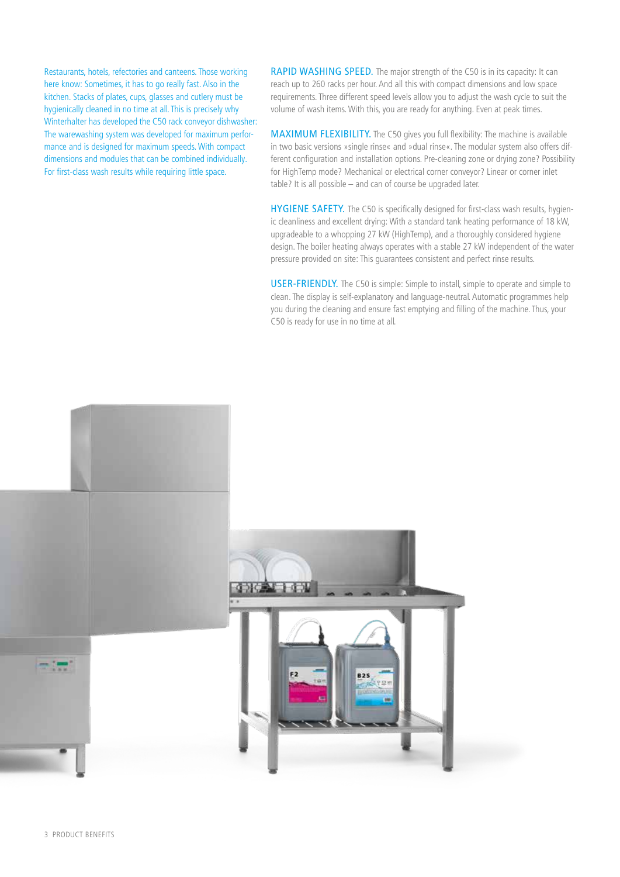Restaurants, hotels, refectories and canteens. Those working here know: Sometimes, it has to go really fast. Also in the kitchen. Stacks of plates, cups, glasses and cutlery must be hygienically cleaned in no time at all. This is precisely why Winterhalter has developed the C50 rack conveyor dishwasher: The warewashing system was developed for maximum performance and is designed for maximum speeds. With compact dimensions and modules that can be combined individually. For first-class wash results while requiring little space.

**RAPID WASHING SPEED.** The major strength of the C50 is in its capacity: It can reach up to 260 racks per hour. And all this with compact dimensions and low space requirements. Three different speed levels allow you to adjust the wash cycle to suit the volume of wash items. With this, you are ready for anything. Even at peak times.

**MAXIMUM FLEXIBILITY.** The C50 gives you full flexibility: The machine is available in two basic versions »single rinse« and »dual rinse«. The modular system also offers different configuration and installation options. Pre-cleaning zone or drying zone? Possibility for HighTemp mode? Mechanical or electrical corner conveyor? Linear or corner inlet table? It is all possible – and can of course be upgraded later.

**HYGIENE SAFETY.** The C50 is specifically designed for first-class wash results, hygienic cleanliness and excellent drying: With a standard tank heating performance of 18 kW, upgradeable to a whopping 27 kW (HighTemp), and a thoroughly considered hygiene design. The boiler heating always operates with a stable 27 kW independent of the water pressure provided on site: This guarantees consistent and perfect rinse results.

**USER-FRIENDLY.** The C50 is simple: Simple to install, simple to operate and simple to clean. The display is self-explanatory and language-neutral. Automatic programmes help you during the cleaning and ensure fast emptying and filling of the machine. Thus, your C50 is ready for use in no time at all.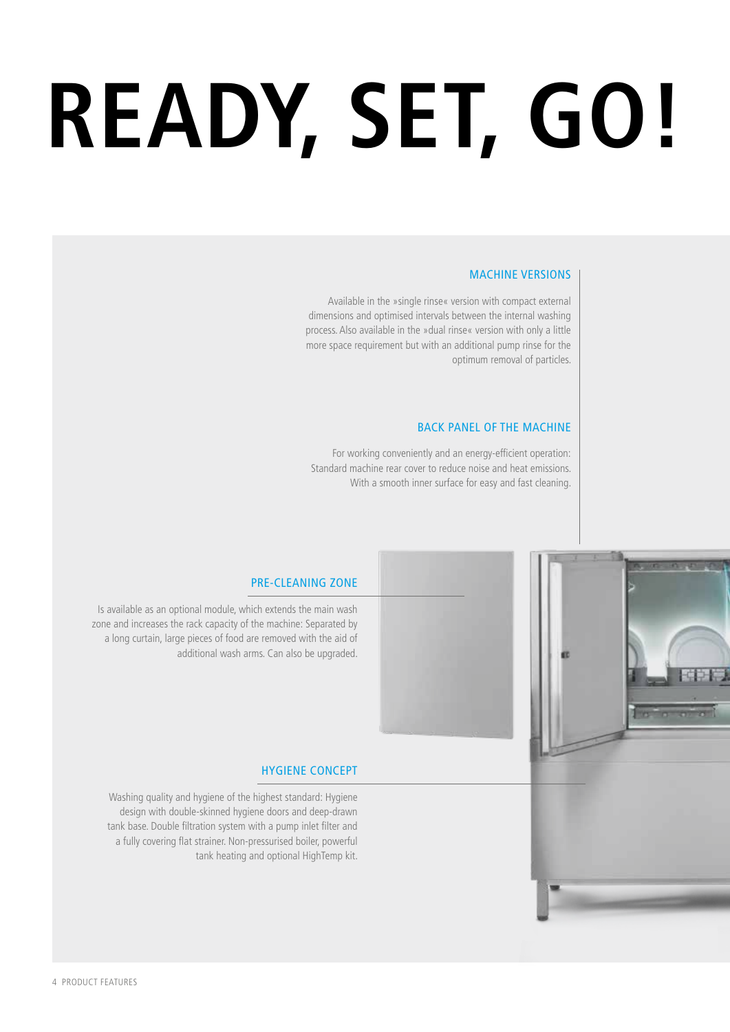# READY, SET, GO!

## MACHINE VERSIONS

Available in the »single rinse« version with compact external dimensions and optimised intervals between the internal washing process. Also available in the »dual rinse« version with only a little more space requirement but with an additional pump rinse for the optimum removal of particles.

## BACK PANEL OF THE MACHINE

For working conveniently and an energy-efficient operation: Standard machine rear cover to reduce noise and heat emissions. With a smooth inner surface for easy and fast cleaning.

## PRE-CLEANING ZONE

Is available as an optional module, which extends the main wash zone and increases the rack capacity of the machine: Separated by a long curtain, large pieces of food are removed with the aid of additional wash arms. Can also be upgraded.

## HYGIENE CONCEPT

Washing quality and hygiene of the highest standard: Hygiene design with double-skinned hygiene doors and deep-drawn tank base. Double filtration system with a pump inlet filter and a fully covering flat strainer. Non-pressurised boiler, powerful tank heating and optional HighTemp kit.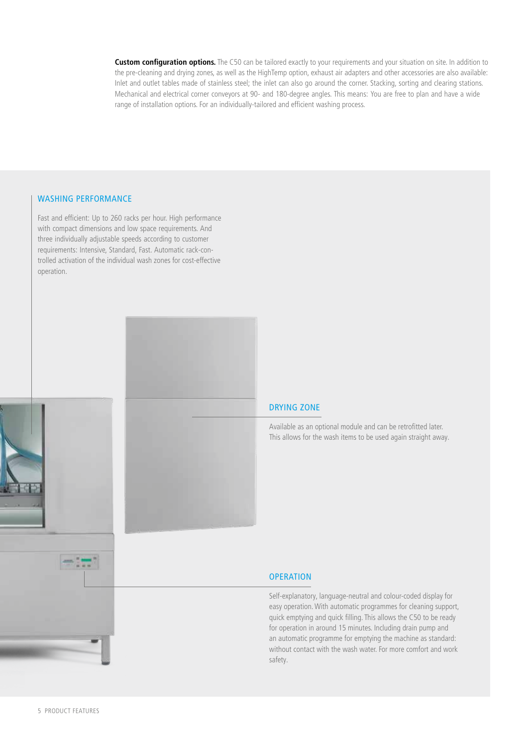**Custom configuration options.** The C50 can be tailored exactly to your requirements and your situation on site. In addition to the pre-cleaning and drying zones, as well as the HighTemp option, exhaust air adapters and other accessories are also available: Inlet and outlet tables made of stainless steel; the inlet can also go around the corner. Stacking, sorting and clearing stations. Mechanical and electrical corner conveyors at 90- and 180-degree angles. This means: You are free to plan and have a wide range of installation options. For an individually-tailored and efficient washing process.

## WASHING PERFORMANCE

Fast and efficient: Up to 260 racks per hour. High performance with compact dimensions and low space requirements. And three individually adjustable speeds according to customer requirements: Intensive, Standard, Fast. Automatic rack-controlled activation of the individual wash zones for cost-effective operation.

## DRYING ZONE

Available as an optional module and can be retrofitted later. This allows for the wash items to be used again straight away.

## OPERATION

Self-explanatory, language-neutral and colour-coded display for easy operation. With automatic programmes for cleaning support, quick emptying and quick filling. This allows the C50 to be ready for operation in around 15 minutes. Including drain pump and an automatic programme for emptying the machine as standard: without contact with the wash water. For more comfort and work safety.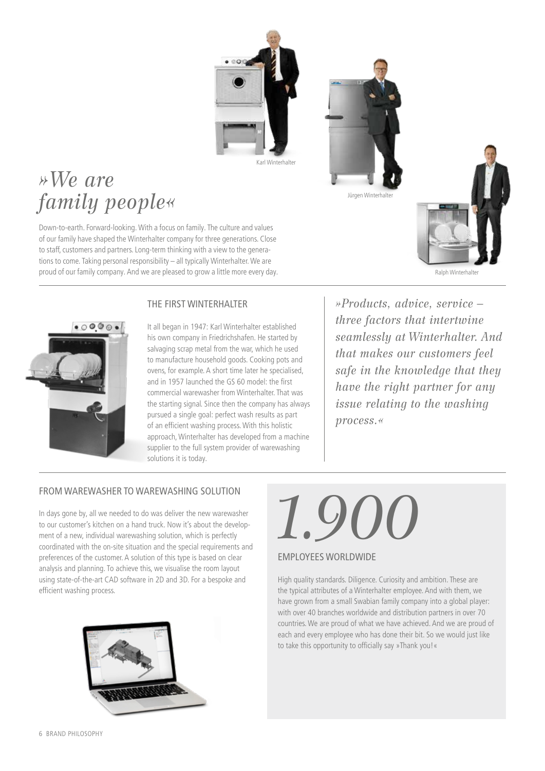Karl Winterhalter

Jürgen Winterhalter

Ralph Winterhalter

# *»We are family people«*

Down-to-earth. Forward-looking. With a focus on family. The culture and values of our family have shaped the Winterhalter company for three generations. Close to staff, customers and partners. Long-term thinking with a view to the generations to come. Taking personal responsibility – all typically Winterhalter. We are proud of our family company. And we are pleased to grow a little more every day.

## THE FIRST WINTERHALTER

It all began in 1947: Karl Winterhalter established his own company in Friedrichshafen. He started by salvaging scrap metal from the war, which he used to manufacture household goods. Cooking pots and ovens, for example. A short time later he specialised, and in 1957 launched the GS 60 model: the first commercial warewasher from Winterhalter. That was the starting signal. Since then the company has always pursued a single goal: perfect wash results as part of an efficient washing process. With this holistic approach, Winterhalter has developed from a machine supplier to the full system provider of warewashing solutions it is today.

*»Products, advice, service – three factors that intertwine seamlessly at Winterhalter. And that makes our customers feel safe in the knowledge that they have the right partner for any issue relating to the washing process.«*

## FROM WAREWASHER TO WAREWASHING SOLUTION

In days gone by, all we needed to do was deliver the new warewasher to our customer's kitchen on a hand truck. Now it's about the development of a new, individual warewashing solution, which is perfectly coordinated with the on-site situation and the special requirements and preferences of the customer. A solution of this type is based on clear analysis and planning. To achieve this, we visualise the room layout using state-of-the-art CAD software in 2D and 3D. For a bespoke and efficient washing process.

*1.900*

## EMPLOYEES WORLDWIDE

High quality standards. Diligence. Curiosity and ambition. These are the typical attributes of a Winterhalter employee. And with them, we have grown from a small Swabian family company into a global player: with over 40 branches worldwide and distribution partners in over 70 countries. We are proud of what we have achieved. And we are proud of each and every employee who has done their bit. So we would just like to take this opportunity to officially say »Thank you!«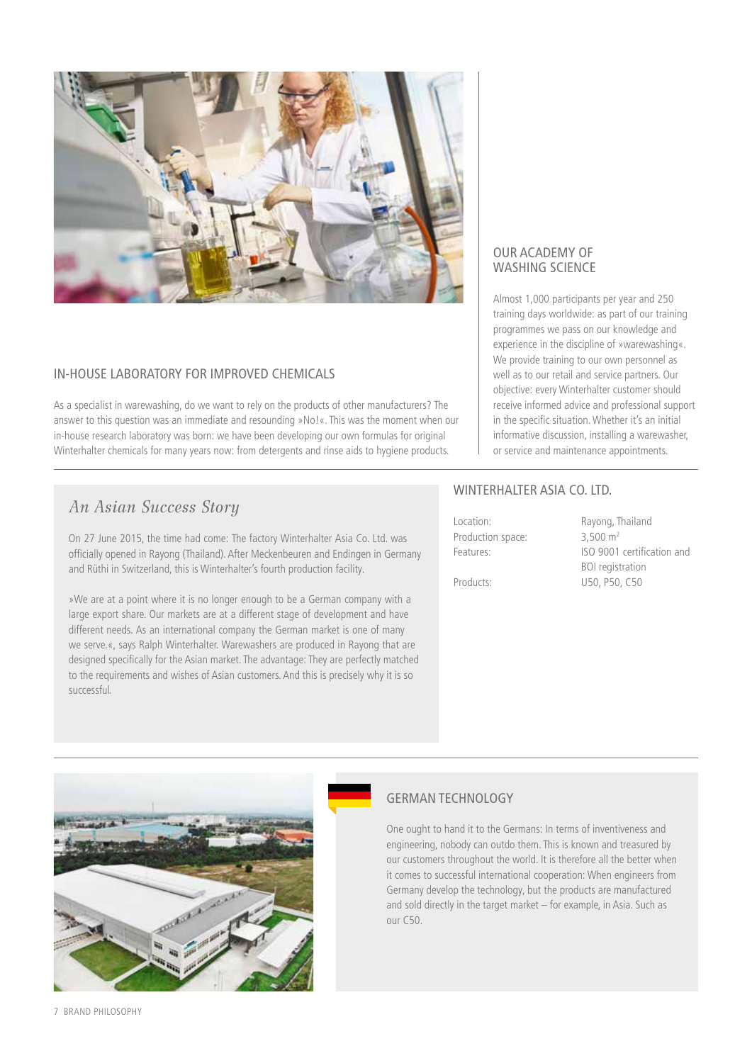## IN-HOUSE LABORATORY FOR IMPROVED CHEMICALS

As a specialist in warewashing, do we want to rely on the products of other manufacturers? The answer to this question was an immediate and resounding »No!«. This was the moment when our in-house research laboratory was born: we have been developing our own formulas for original Winterhalter chemicals for many years now: from detergents and rinse aids to hygiene products.

## OUR ACADEMY OF WASHING SCIENCE

Almost 1,000 participants per year and 250 training days worldwide: as part of our training programmes we pass on our knowledge and experience in the discipline of »warewashing«. We provide training to our own personnel as well as to our retail and service partners. Our objective: every Winterhalter customer should receive informed advice and professional support in the specific situation. Whether it's an initial informative discussion, installing a warewasher, or service and maintenance appointments.

## *An Asian Success Story*

On 27 June 2015, the time had come: The factory Winterhalter Asia Co. Ltd. was officially opened in Rayong (Thailand). After Meckenbeuren and Endingen in Germany and Rüthi in Switzerland, this is Winterhalter's fourth production facility.

»We are at a point where it is no longer enough to be a German company with a large export share. Our markets are at a different stage of development and have different needs. As an international company the German market is one of many we serve.«, says Ralph Winterhalter. Warewashers are produced in Rayong that are designed specifically for the Asian market. The advantage: They are perfectly matched to the requirements and wishes of Asian customers. And this is precisely why it is so successful.

## WINTERHALTER ASIA CO. LTD.

| | |
|---|---|
| Location: | Rayong, Thailand |
| Production space: | 3,500 m$^2$ |
| Features: | ISO 9001 certification and BOI registration |
| Products: | U50, P50, C50 |

## GERMAN TECHNOLOGY

One ought to hand it to the Germans: In terms of inventiveness and engineering, nobody can outdo them. This is known and treasured by our customers throughout the world. It is therefore all the better when it comes to successful international cooperation: When engineers from Germany develop the technology, but the products are manufactured and sold directly in the target market – for example, in Asia. Such as our C50.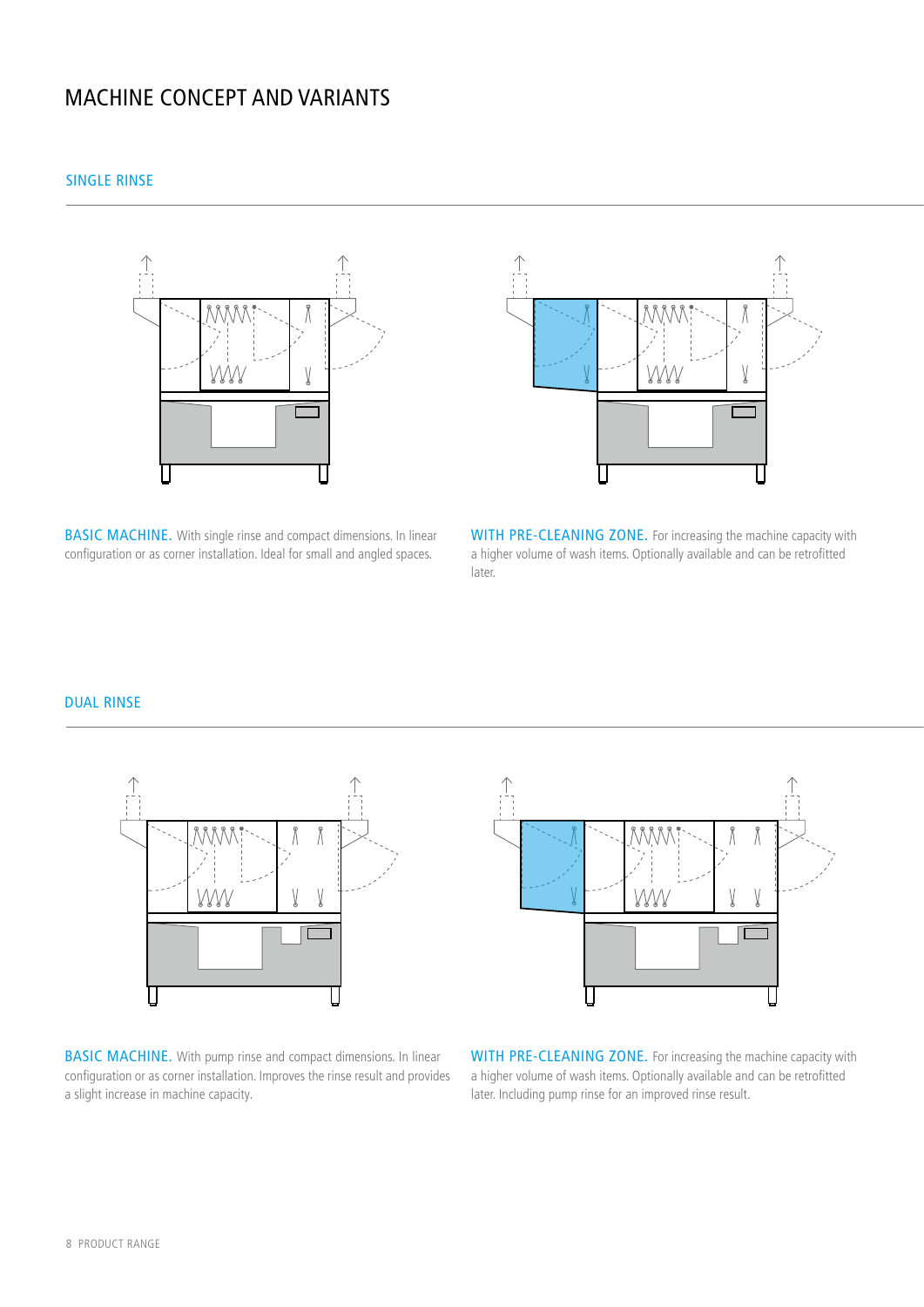# MACHINE CONCEPT AND VARIANTS

## SINGLE RINSE

**BASIC MACHINE.** With single rinse and compact dimensions. In linear configuration or as corner installation. Ideal for small and angled spaces.

**WITH PRE-CLEANING ZONE.** For increasing the machine capacity with a higher volume of wash items. Optionally available and can be retrofitted later.

## DUAL RINSE

**BASIC MACHINE.** With pump rinse and compact dimensions. In linear configuration or as corner installation. Improves the rinse result and provides a slight increase in machine capacity.

**WITH PRE-CLEANING ZONE.** For increasing the machine capacity with a higher volume of wash items. Optionally available and can be retrofitted later. Including pump rinse for an improved rinse result.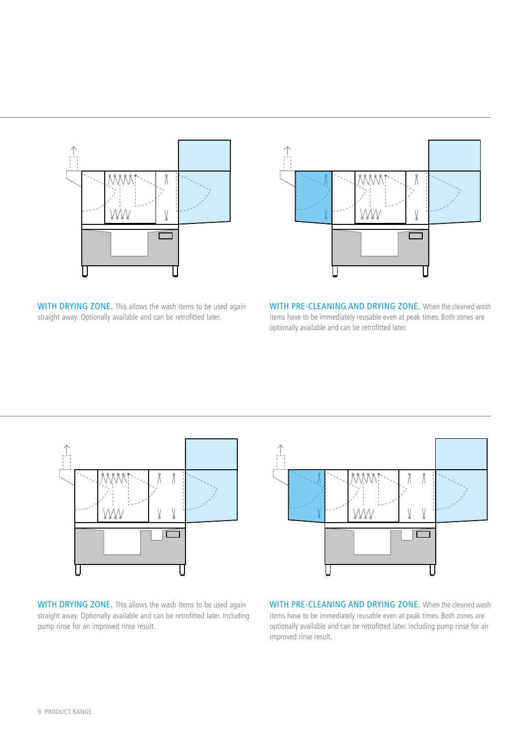**WITH DRYING ZONE.** This allows the wash items to be used again straight away. Optionally available and can be retrofitted later.

**WITH PRE-CLEANING AND DRYING ZONE.** When the cleaned wash items have to be immediately reusable even at peak times. Both zones are optionally available and can be retrofitted later.

**WITH DRYING ZONE.** This allows the wash items to be used again straight away. Optionally available and can be retrofitted later. Including pump rinse for an improved rinse result.

**WITH PRE-CLEANING AND DRYING ZONE.** When the cleaned wash items have to be immediately reusable even at peak times. Both zones are optionally available and can be retrofitted later. Including pump rinse for an improved rinse result.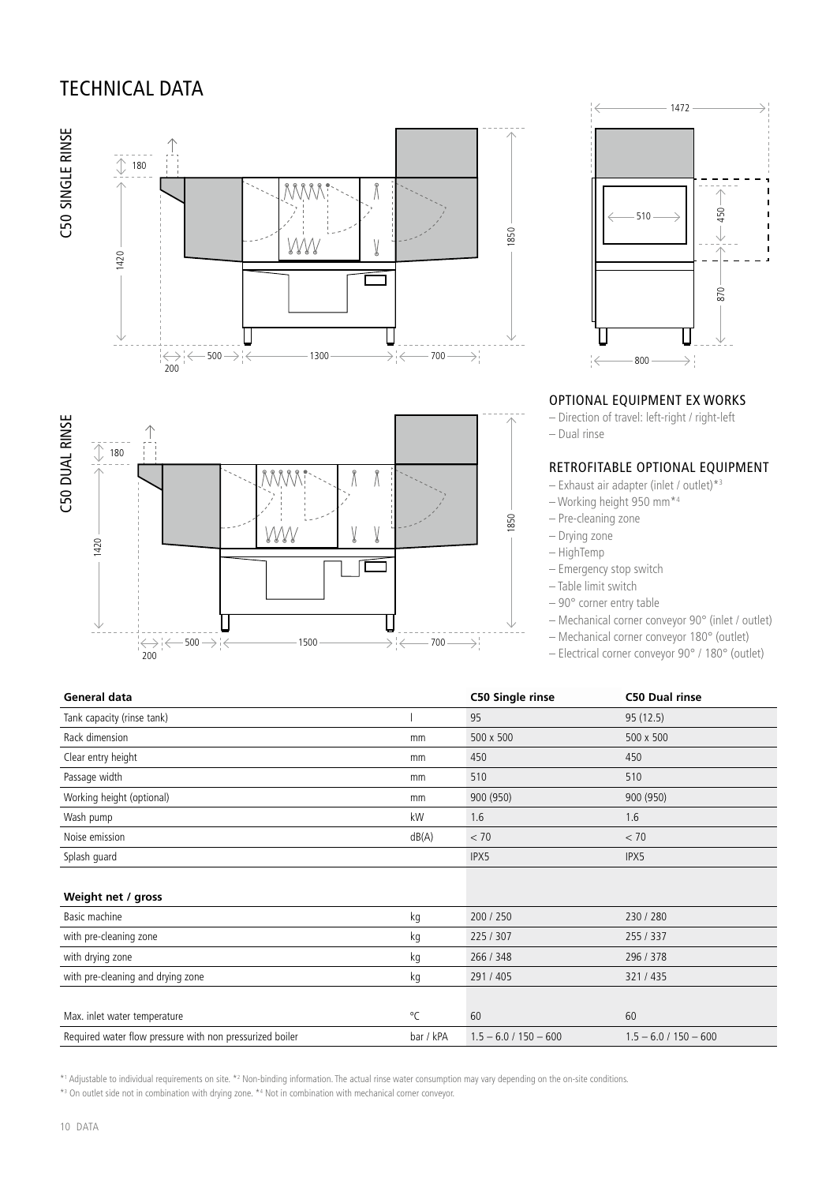# TECHNICAL DATA

C50 SINGLE RINSE

C50 DUAL RINSE

## OPTIONAL EQUIPMENT EX WORKS

- Direction of travel: left-right / right-left
- Dual rinse

## RETROFITABLE OPTIONAL EQUIPMENT

- Exhaust air adapter (inlet / outlet)*3
- Working height 950 mm*4
- Pre-cleaning zone
- Drying zone
- HighTemp
- Emergency stop switch
- Table limit switch
- 90° corner entry table
- Mechanical corner conveyor 90° (inlet / outlet)
- Mechanical corner conveyor 180° (outlet)
- Electrical corner conveyor 90° / 180° (outlet)

| **General data** | | **C50 Single rinse** | **C50 Dual rinse** |
|---|---|---|---|
| Tank capacity (rinse tank) | l | 95 | 95 (12.5) |
| Rack dimension | mm | 500 x 500 | 500 x 500 |
| Clear entry height | mm | 450 | 450 |
| Passage width | mm | 510 | 510 |
| Working height (optional) | mm | 900 (950) | 900 (950) |
| Wash pump | kW | 1.6 | 1.6 |
| Noise emission | dB(A) | < 70 | < 70 |
| Splash guard | | IPX5 | IPX5 |
| | | | |
| **Weight net / gross** | | | |
| Basic machine | kg | 200 / 250 | 230 / 280 |
| with pre-cleaning zone | kg | 225 / 307 | 255 / 337 |
| with drying zone | kg | 266 / 348 | 296 / 378 |
| with pre-cleaning and drying zone | kg | 291 / 405 | 321 / 435 |
| | | | |
| Max. inlet water temperature | °C | 60 | 60 |
| Required water flow pressure with non pressurized boiler | bar / kPA | 1.5 – 6.0 / 150 – 600 | 1.5 – 6.0 / 150 – 600 |

*1 Adjustable to individual requirements on site. *2 Non-binding information. The actual rinse water consumption may vary depending on the on-site conditions.
*3 On outlet side not in combination with drying zone. *4 Not in combination with mechanical corner conveyor.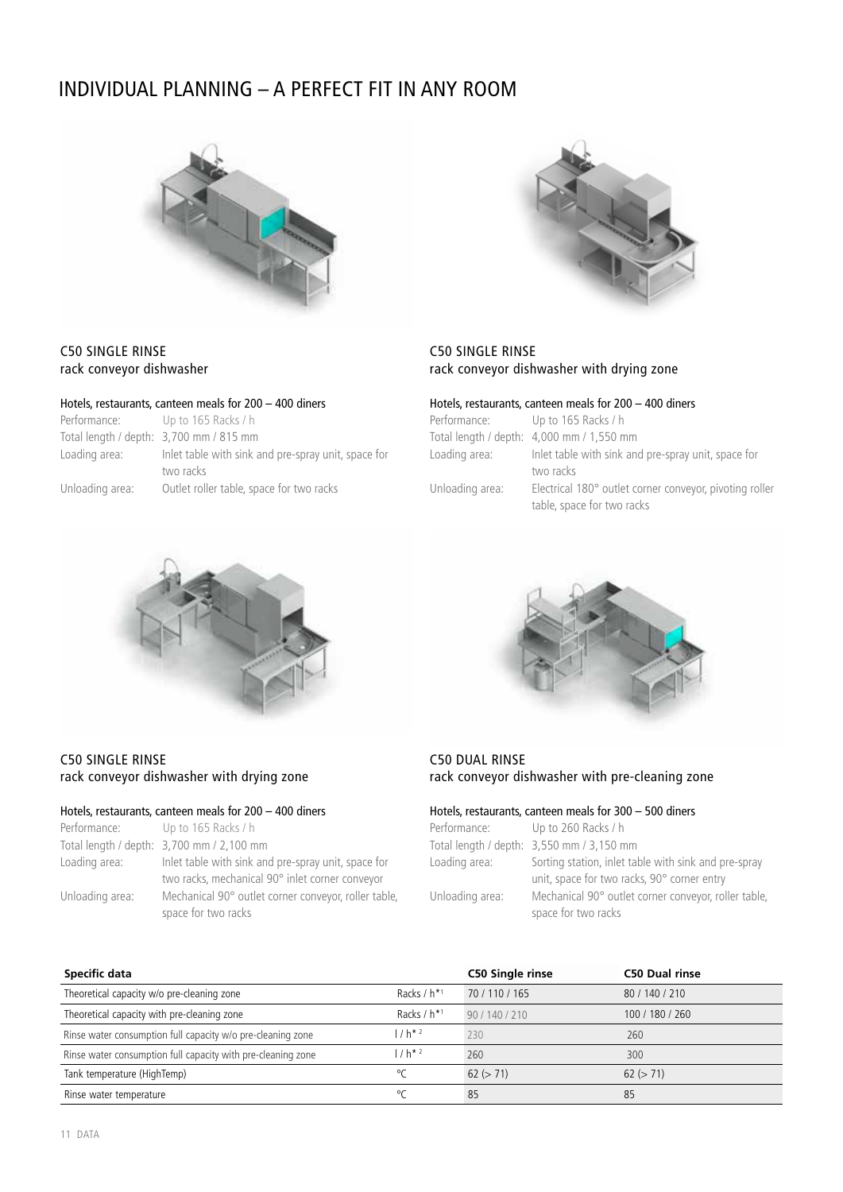# INDIVIDUAL PLANNING – A PERFECT FIT IN ANY ROOM

### C50 SINGLE RINSE
rack conveyor dishwasher

**Hotels, restaurants, canteen meals for 200 – 400 diners**

| | |
|---|---|
| Performance: | Up to 165 Racks / h |
| Total length / depth: | 3,700 mm / 815 mm |
| Loading area: | Inlet table with sink and pre-spray unit, space for two racks |
| Unloading area: | Outlet roller table, space for two racks |

### C50 SINGLE RINSE
rack conveyor dishwasher with drying zone

**Hotels, restaurants, canteen meals for 200 – 400 diners**

| | |
|---|---|
| Performance: | Up to 165 Racks / h |
| Total length / depth: | 4,000 mm / 1,550 mm |
| Loading area: | Inlet table with sink and pre-spray unit, space for two racks |
| Unloading area: | Electrical 180° outlet corner conveyor, pivoting roller table, space for two racks |

### C50 SINGLE RINSE
rack conveyor dishwasher with drying zone

**Hotels, restaurants, canteen meals for 200 – 400 diners**

| | |
|---|---|
| Performance: | Up to 165 Racks / h |
| Total length / depth: | 3,700 mm / 2,100 mm |
| Loading area: | Inlet table with sink and pre-spray unit, space for two racks, mechanical 90° inlet corner conveyor |
| Unloading area: | Mechanical 90° outlet corner conveyor, roller table, space for two racks |

### C50 DUAL RINSE
rack conveyor dishwasher with pre-cleaning zone

**Hotels, restaurants, canteen meals for 300 – 500 diners**

| | |
|---|---|
| Performance: | Up to 260 Racks / h |
| Total length / depth: | 3,550 mm / 3,150 mm |
| Loading area: | Sorting station, inlet table with sink and pre-spray unit, space for two racks, 90° corner entry |
| Unloading area: | Mechanical 90° outlet corner conveyor, roller table, space for two racks |

| Specific data | | C50 Single rinse | C50 Dual rinse |
|---|---|---|---|
| Theoretical capacity w/o pre-cleaning zone | Racks / h*1 | 70 / 110 / 165 | 80 / 140 / 210 |
| Theoretical capacity with pre-cleaning zone | Racks / h*1 | 90 / 140 / 210 | 100 / 180 / 260 |
| Rinse water consumption full capacity w/o pre-cleaning zone | l / h*2 | 230 | 260 |
| Rinse water consumption full capacity with pre-cleaning zone | l / h*2 | 260 | 300 |
| Tank temperature (HighTemp) | °C | 62 (> 71) | 62 (> 71) |
| Rinse water temperature | °C | 85 | 85 |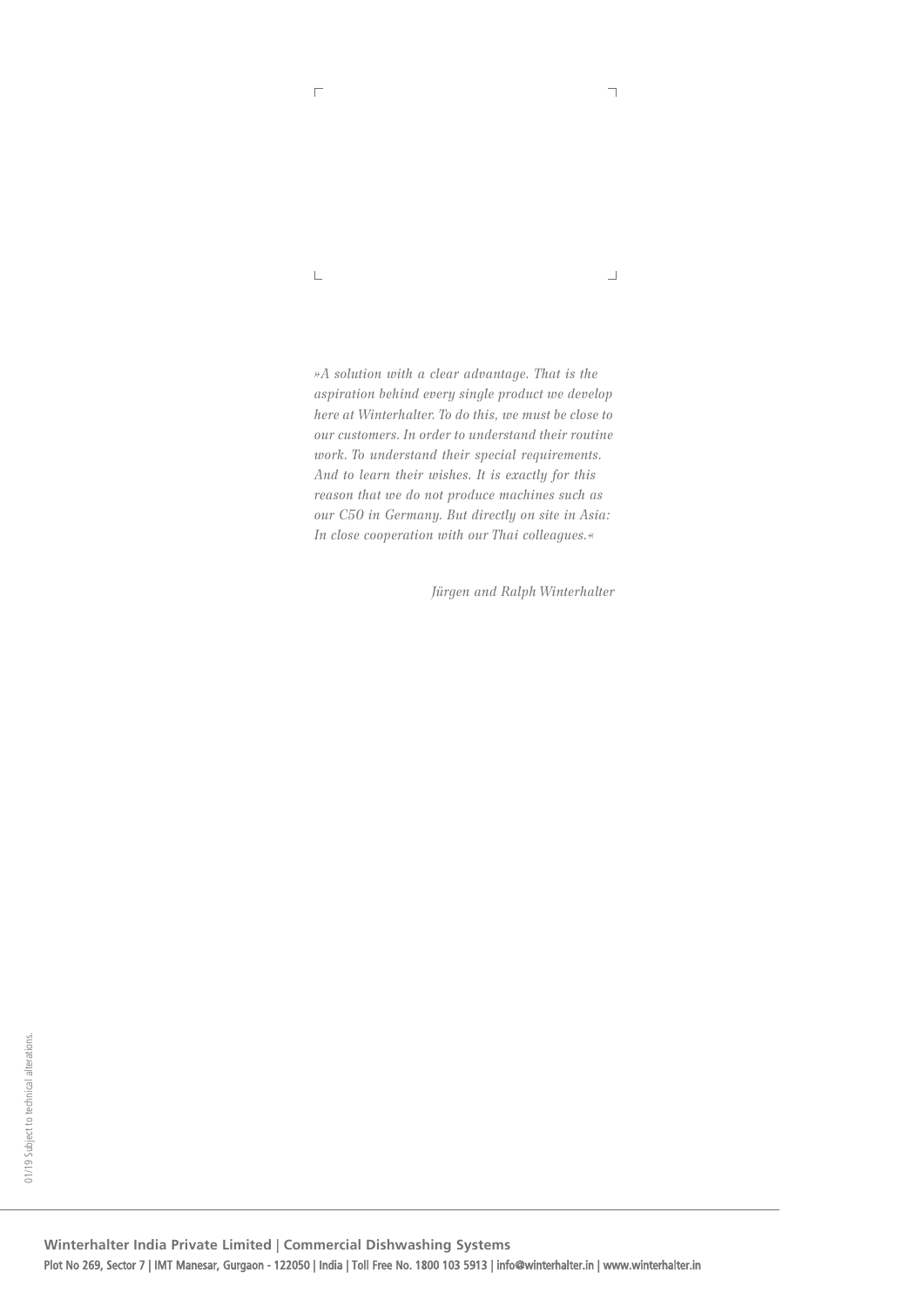*»A solution with a clear advantage. That is the aspiration behind every single product we develop here at Winterhalter. To do this, we must be close to our customers. In order to understand their routine work. To understand their special requirements. And to learn their wishes. It is exactly for this reason that we do not produce machines such as our C50 in Germany. But directly on site in Asia: In close cooperation with our Thai colleagues.«*

*Jürgen and Ralph Winterhalter*

01/19 Subject to technical alterations.

**Winterhalter India Private Limited | Commercial Dishwashing Systems**

Plot No 269, Sector 7 | IMT Manesar, Gurgaon - 122050 | India | Toll Free No. 1800 103 5913 | info@winterhalter.in | www.winterhalter.in